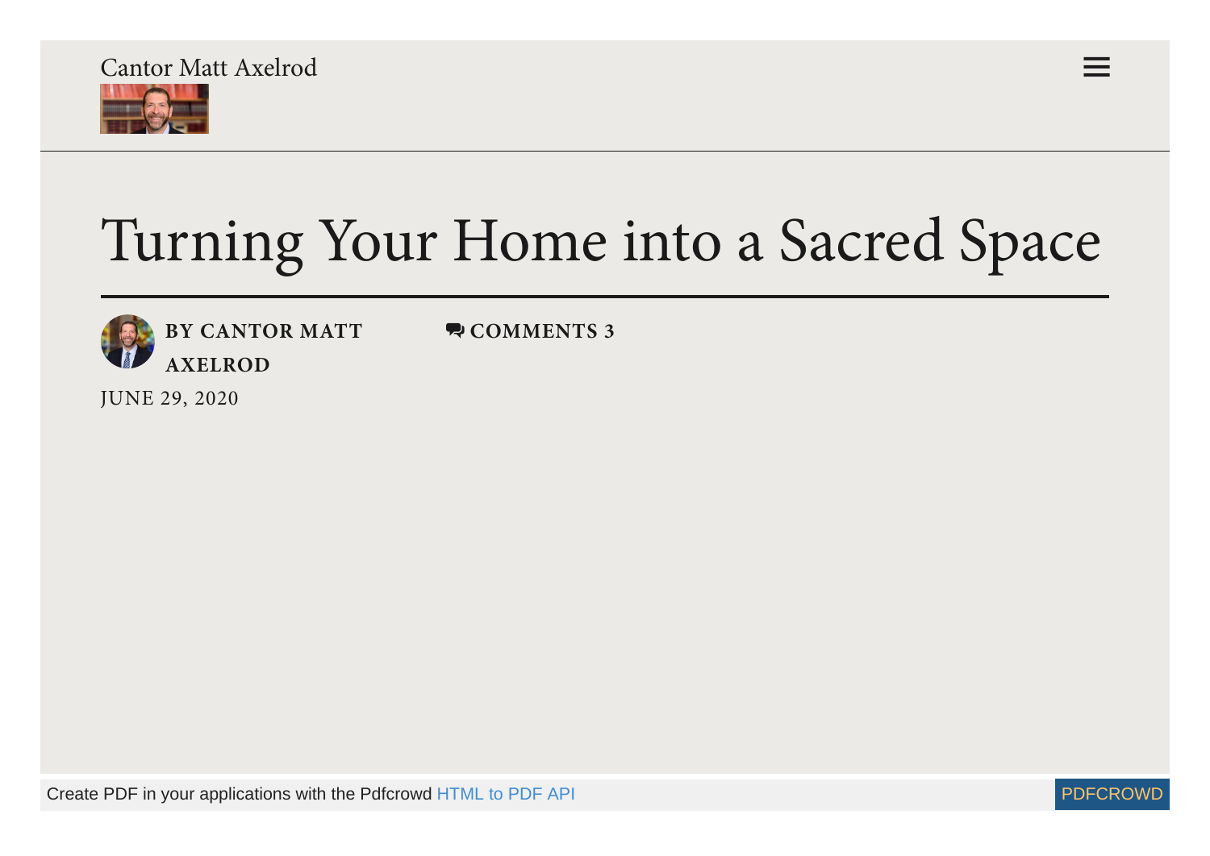Cantor Matt Axelrod

# Turning Your Home into a Sacred Space

**BY CANTOR MATT AXELROD**

**COMMENTS 3**

JUNE 29, 2020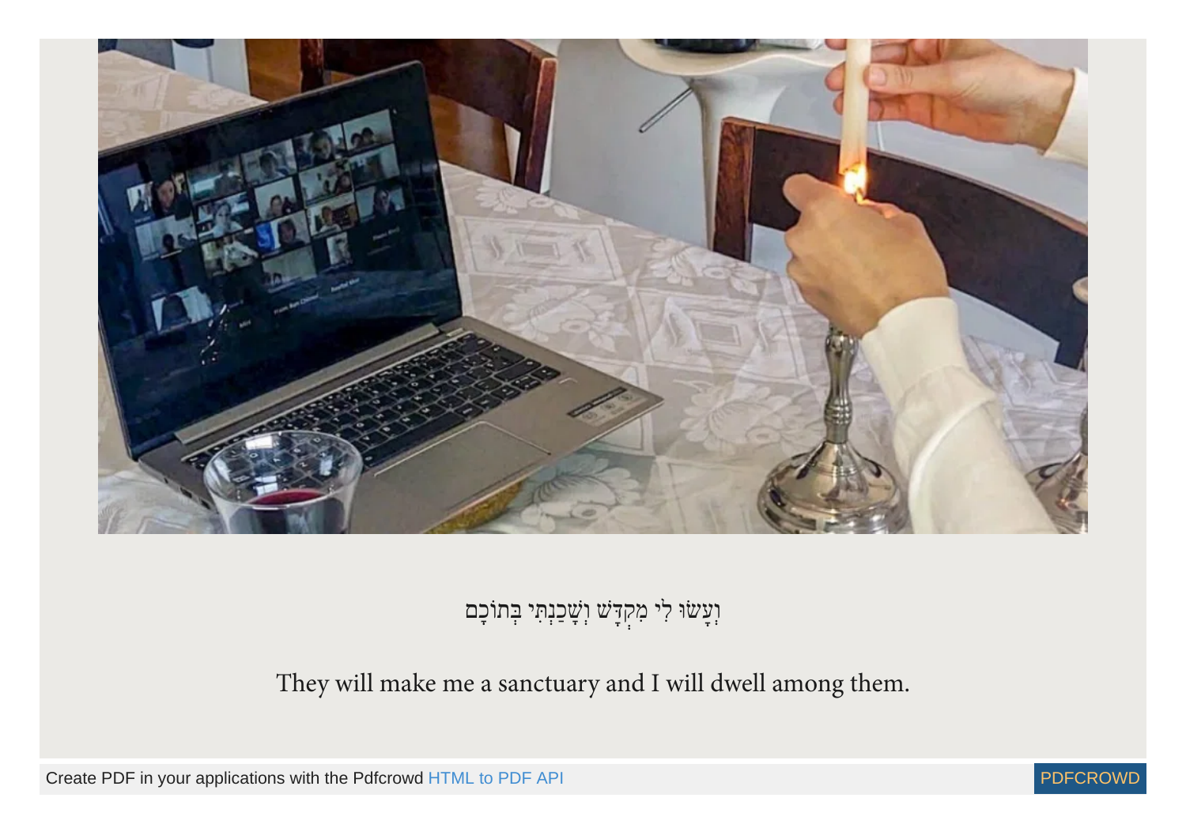וְעָשׂוּ לִי מִקְדָּשׁ וְשָׁכַנְתִּי בְּתוֹכָם

They will make me a sanctuary and I will dwell among them.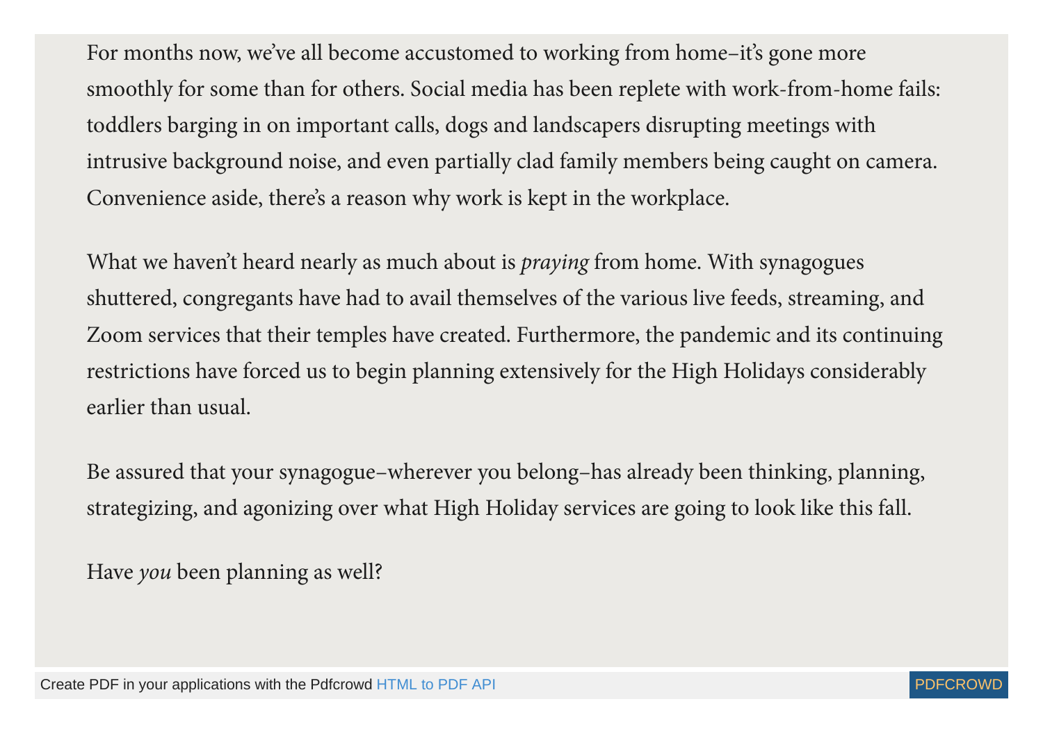For months now, we've all become accustomed to working from home–it's gone more smoothly for some than for others. Social media has been replete with work-from-home fails: toddlers barging in on important calls, dogs and landscapers disrupting meetings with intrusive background noise, and even partially clad family members being caught on camera. Convenience aside, there's a reason why work is kept in the workplace.

What we haven't heard nearly as much about is *praying* from home. With synagogues shuttered, congregants have had to avail themselves of the various live feeds, streaming, and Zoom services that their temples have created. Furthermore, the pandemic and its continuing restrictions have forced us to begin planning extensively for the High Holidays considerably earlier than usual.

Be assured that your synagogue–wherever you belong–has already been thinking, planning, strategizing, and agonizing over what High Holiday services are going to look like this fall.

Have *you* been planning as well?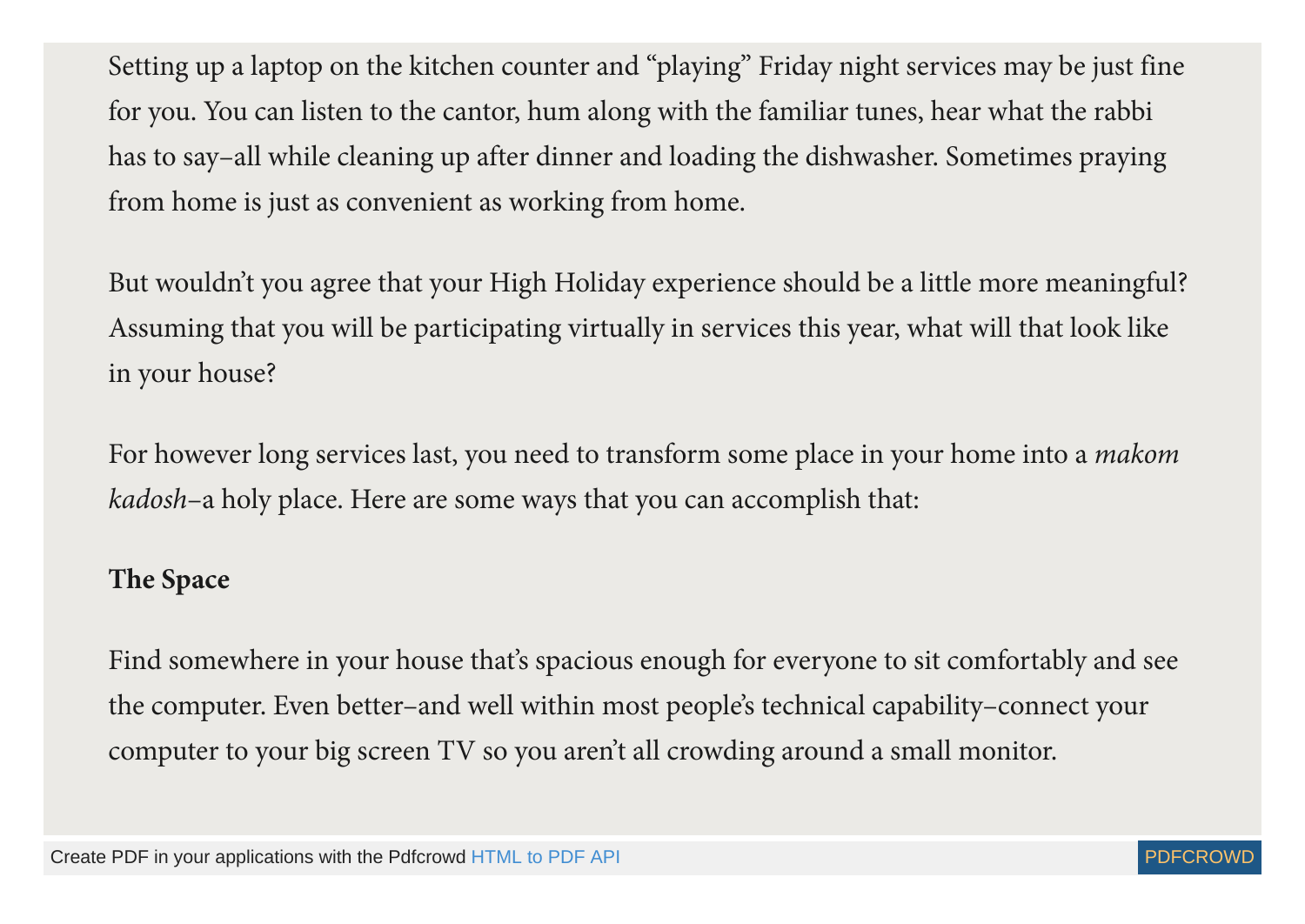Setting up a laptop on the kitchen counter and "playing" Friday night services may be just fine for you. You can listen to the cantor, hum along with the familiar tunes, hear what the rabbi has to say–all while cleaning up after dinner and loading the dishwasher. Sometimes praying from home is just as convenient as working from home.

But wouldn't you agree that your High Holiday experience should be a little more meaningful? Assuming that you will be participating virtually in services this year, what will that look like in your house?

For however long services last, you need to transform some place in your home into a *makom kadosh*–a holy place. Here are some ways that you can accomplish that:

**The Space**

Find somewhere in your house that's spacious enough for everyone to sit comfortably and see the computer. Even better–and well within most people's technical capability–connect your computer to your big screen TV so you aren't all crowding around a small monitor.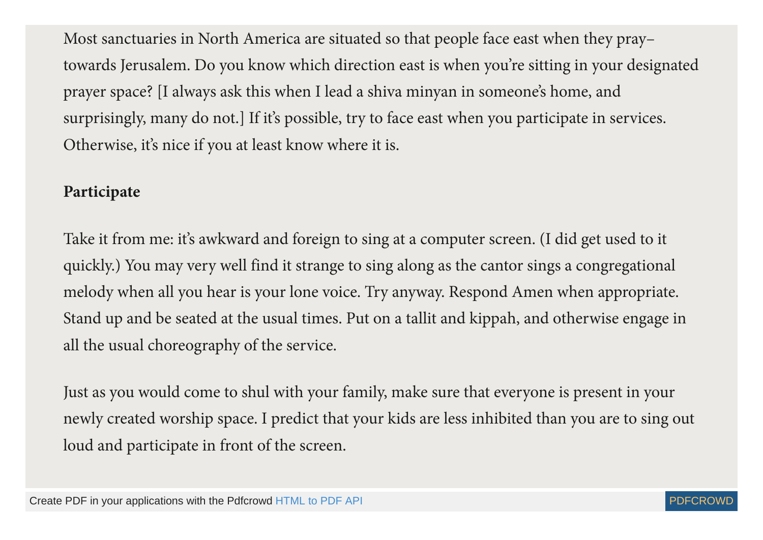Most sanctuaries in North America are situated so that people face east when they pray–towards Jerusalem. Do you know which direction east is when you're sitting in your designated prayer space? [I always ask this when I lead a shiva minyan in someone's home, and surprisingly, many do not.] If it's possible, try to face east when you participate in services. Otherwise, it's nice if you at least know where it is.

**Participate**

Take it from me: it's awkward and foreign to sing at a computer screen. (I did get used to it quickly.) You may very well find it strange to sing along as the cantor sings a congregational melody when all you hear is your lone voice. Try anyway. Respond Amen when appropriate. Stand up and be seated at the usual times. Put on a tallit and kippah, and otherwise engage in all the usual choreography of the service.

Just as you would come to shul with your family, make sure that everyone is present in your newly created worship space. I predict that your kids are less inhibited than you are to sing out loud and participate in front of the screen.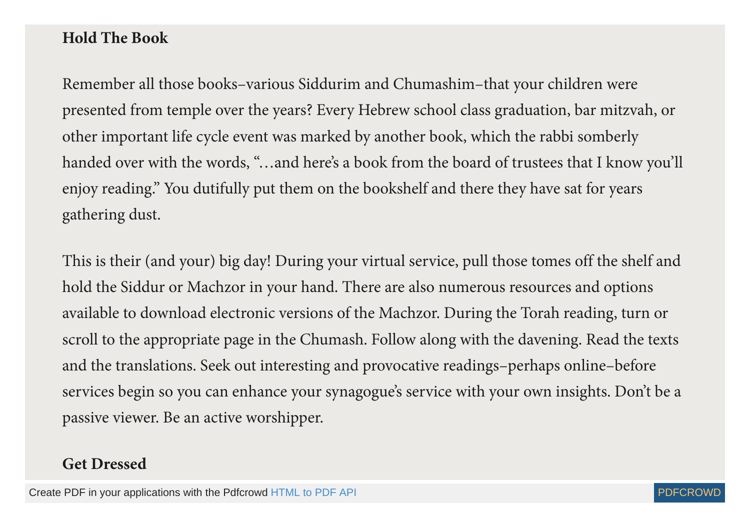**Hold The Book**

Remember all those books–various Siddurim and Chumashim–that your children were presented from temple over the years? Every Hebrew school class graduation, bar mitzvah, or other important life cycle event was marked by another book, which the rabbi somberly handed over with the words, "…and here's a book from the board of trustees that I know you'll enjoy reading." You dutifully put them on the bookshelf and there they have sat for years gathering dust.

This is their (and your) big day! During your virtual service, pull those tomes off the shelf and hold the Siddur or Machzor in your hand. There are also numerous resources and options available to download electronic versions of the Machzor. During the Torah reading, turn or scroll to the appropriate page in the Chumash. Follow along with the davening. Read the texts and the translations. Seek out interesting and provocative readings–perhaps online–before services begin so you can enhance your synagogue's service with your own insights. Don't be a passive viewer. Be an active worshipper.

**Get Dressed**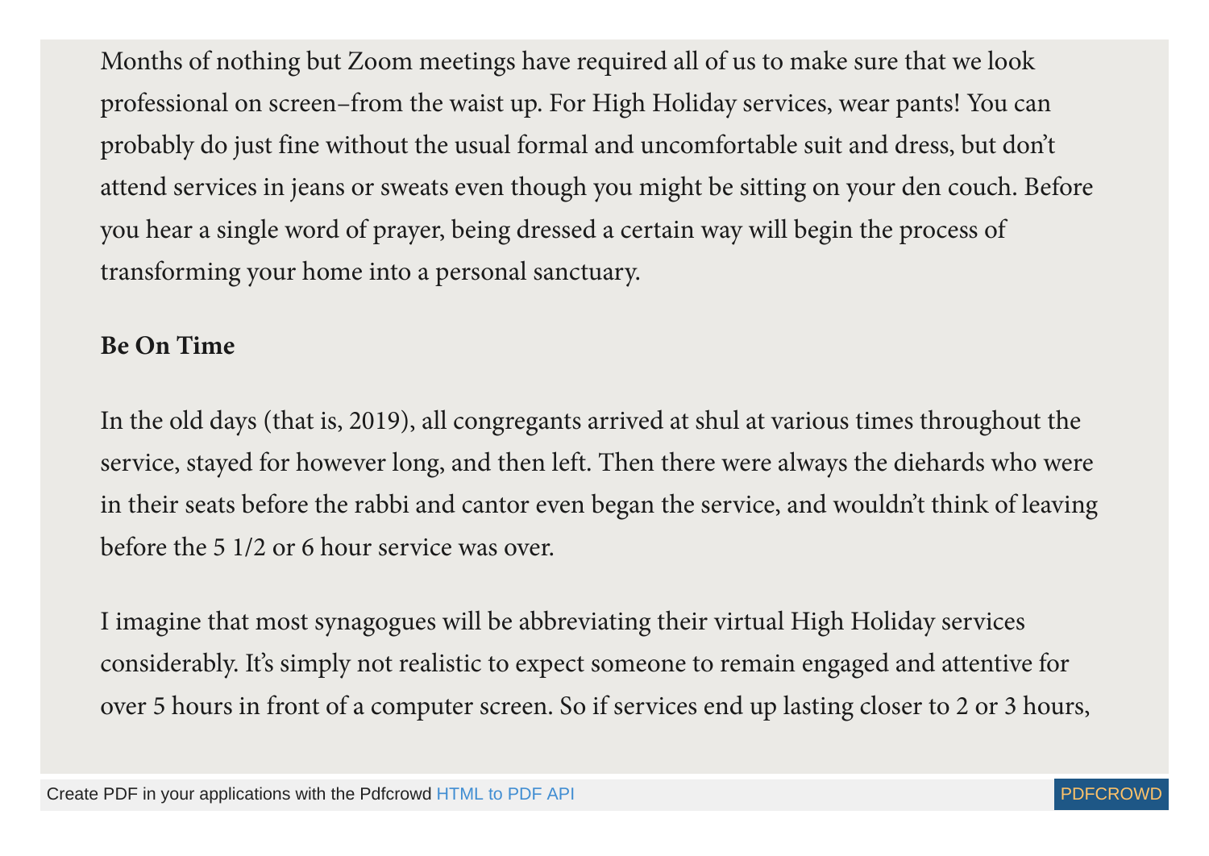Months of nothing but Zoom meetings have required all of us to make sure that we look professional on screen–from the waist up. For High Holiday services, wear pants! You can probably do just fine without the usual formal and uncomfortable suit and dress, but don't attend services in jeans or sweats even though you might be sitting on your den couch. Before you hear a single word of prayer, being dressed a certain way will begin the process of transforming your home into a personal sanctuary.

**Be On Time**

In the old days (that is, 2019), all congregants arrived at shul at various times throughout the service, stayed for however long, and then left. Then there were always the diehards who were in their seats before the rabbi and cantor even began the service, and wouldn't think of leaving before the 5 1/2 or 6 hour service was over.

I imagine that most synagogues will be abbreviating their virtual High Holiday services considerably. It's simply not realistic to expect someone to remain engaged and attentive for over 5 hours in front of a computer screen. So if services end up lasting closer to 2 or 3 hours,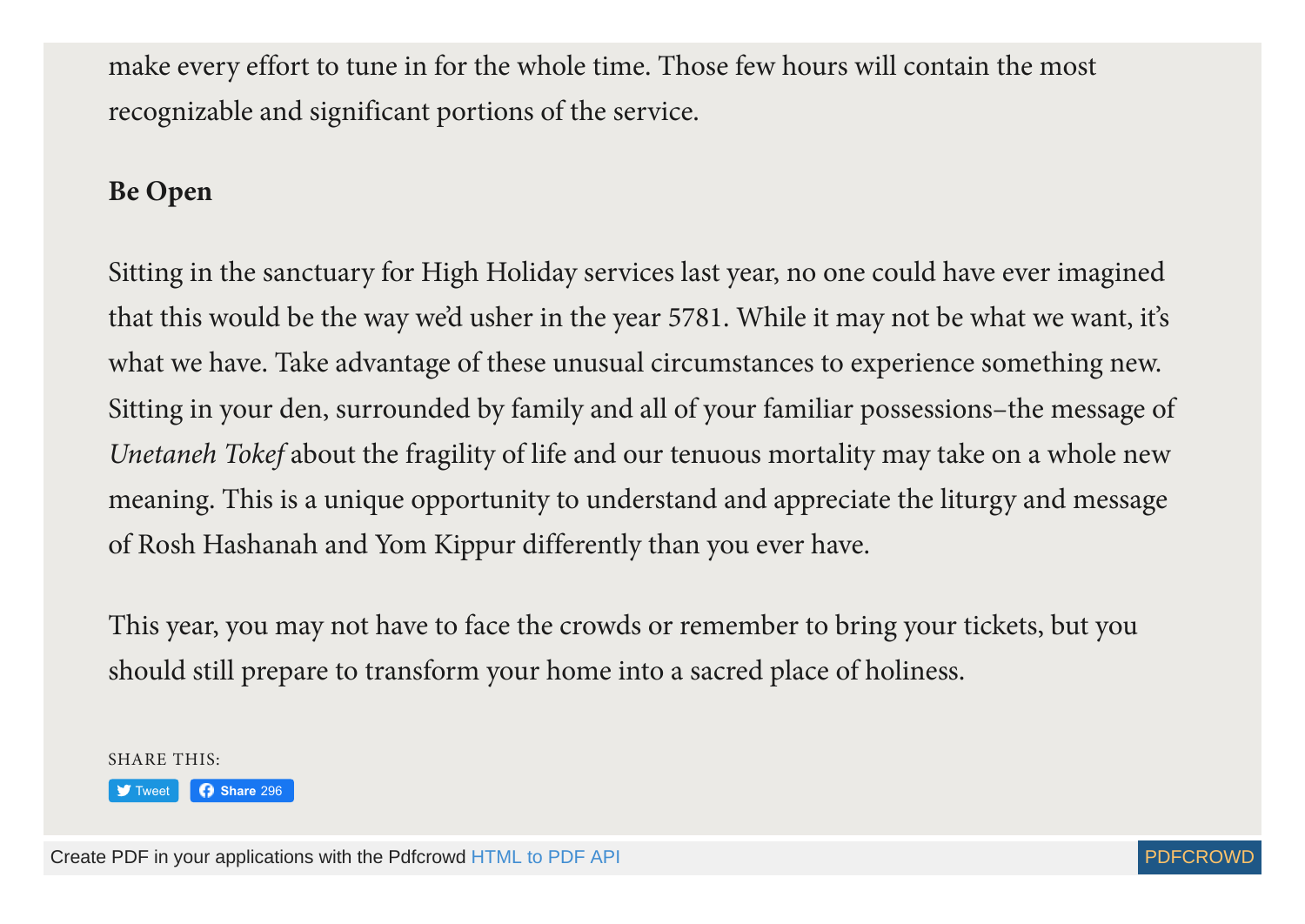make every effort to tune in for the whole time. Those few hours will contain the most recognizable and significant portions of the service.

**Be Open**

Sitting in the sanctuary for High Holiday services last year, no one could have ever imagined that this would be the way we'd usher in the year 5781. While it may not be what we want, it's what we have. Take advantage of these unusual circumstances to experience something new. Sitting in your den, surrounded by family and all of your familiar possessions–the message of *Unetaneh Tokef* about the fragility of life and our tenuous mortality may take on a whole new meaning. This is a unique opportunity to understand and appreciate the liturgy and message of Rosh Hashanah and Yom Kippur differently than you ever have.

This year, you may not have to face the crowds or remember to bring your tickets, but you should still prepare to transform your home into a sacred place of holiness.

SHARE THIS:

Tweet Share 296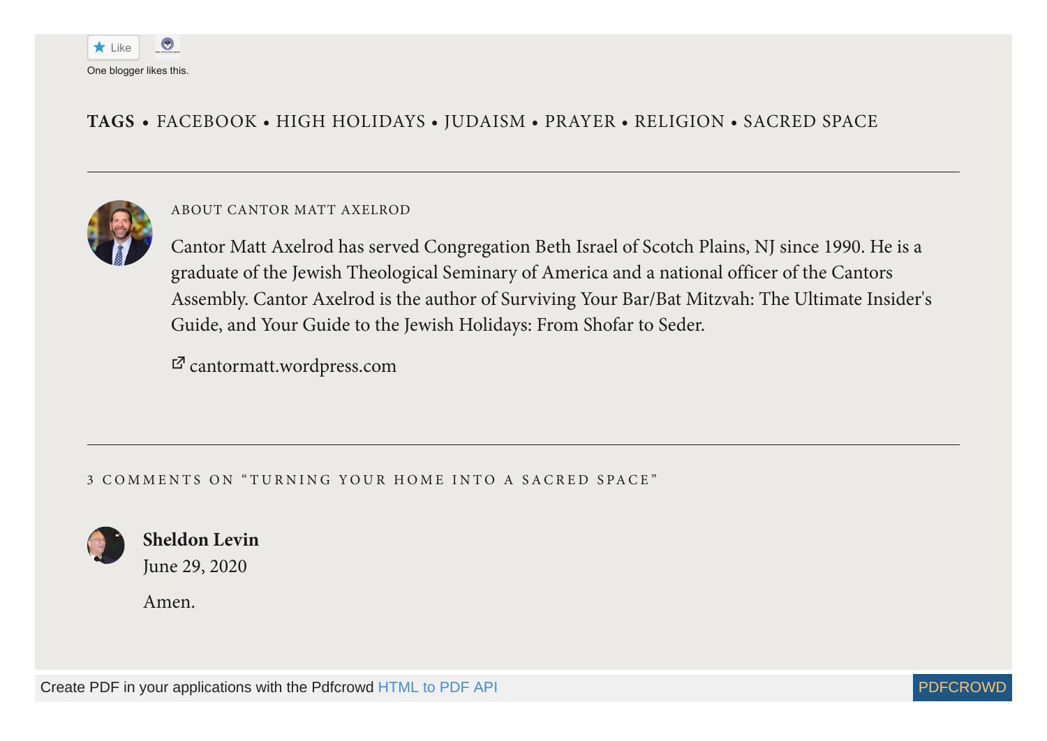★ Like

One blogger likes this.

**TAGS** • FACEBOOK • HIGH HOLIDAYS • JUDAISM • PRAYER • RELIGION • SACRED SPACE

---

ABOUT CANTOR MATT AXELROD

Cantor Matt Axelrod has served Congregation Beth Israel of Scotch Plains, NJ since 1990. He is a graduate of the Jewish Theological Seminary of America and a national officer of the Cantors Assembly. Cantor Axelrod is the author of Surviving Your Bar/Bat Mitzvah: The Ultimate Insider's Guide, and Your Guide to the Jewish Holidays: From Shofar to Seder.

cantormatt.wordpress.com

---

3 COMMENTS ON "TURNING YOUR HOME INTO A SACRED SPACE"

**Sheldon Levin**

June 29, 2020

Amen.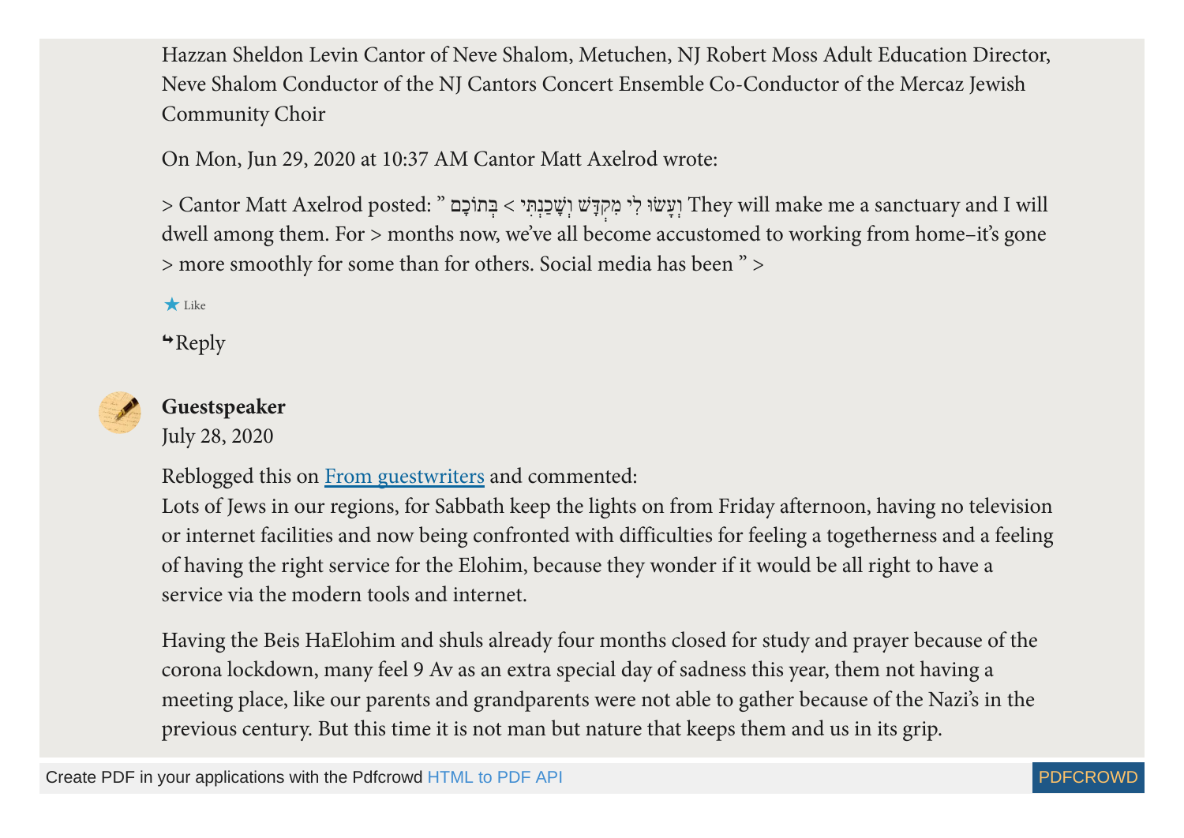Hazzan Sheldon Levin Cantor of Neve Shalom, Metuchen, NJ Robert Moss Adult Education Director, Neve Shalom Conductor of the NJ Cantors Concert Ensemble Co-Conductor of the Mercaz Jewish Community Choir

On Mon, Jun 29, 2020 at 10:37 AM Cantor Matt Axelrod wrote:

> Cantor Matt Axelrod posted: " וְעָשׂוּ לִי מִקְדָּשׁ וְשָׁכַנְתִּי < בְּתוֹכָם They will make me a sanctuary and I will dwell among them. For > months now, we've all become accustomed to working from home–it's gone > more smoothly for some than for others. Social media has been " >

★ Like

↪Reply

**Guestspeaker**
July 28, 2020

Reblogged this on From guestwriters and commented:
Lots of Jews in our regions, for Sabbath keep the lights on from Friday afternoon, having no television or internet facilities and now being confronted with difficulties for feeling a togetherness and a feeling of having the right service for the Elohim, because they wonder if it would be all right to have a service via the modern tools and internet.

Having the Beis HaElohim and shuls already four months closed for study and prayer because of the corona lockdown, many feel 9 Av as an extra special day of sadness this year, them not having a meeting place, like our parents and grandparents were not able to gather because of the Nazi's in the previous century. But this time it is not man but nature that keeps them and us in its grip.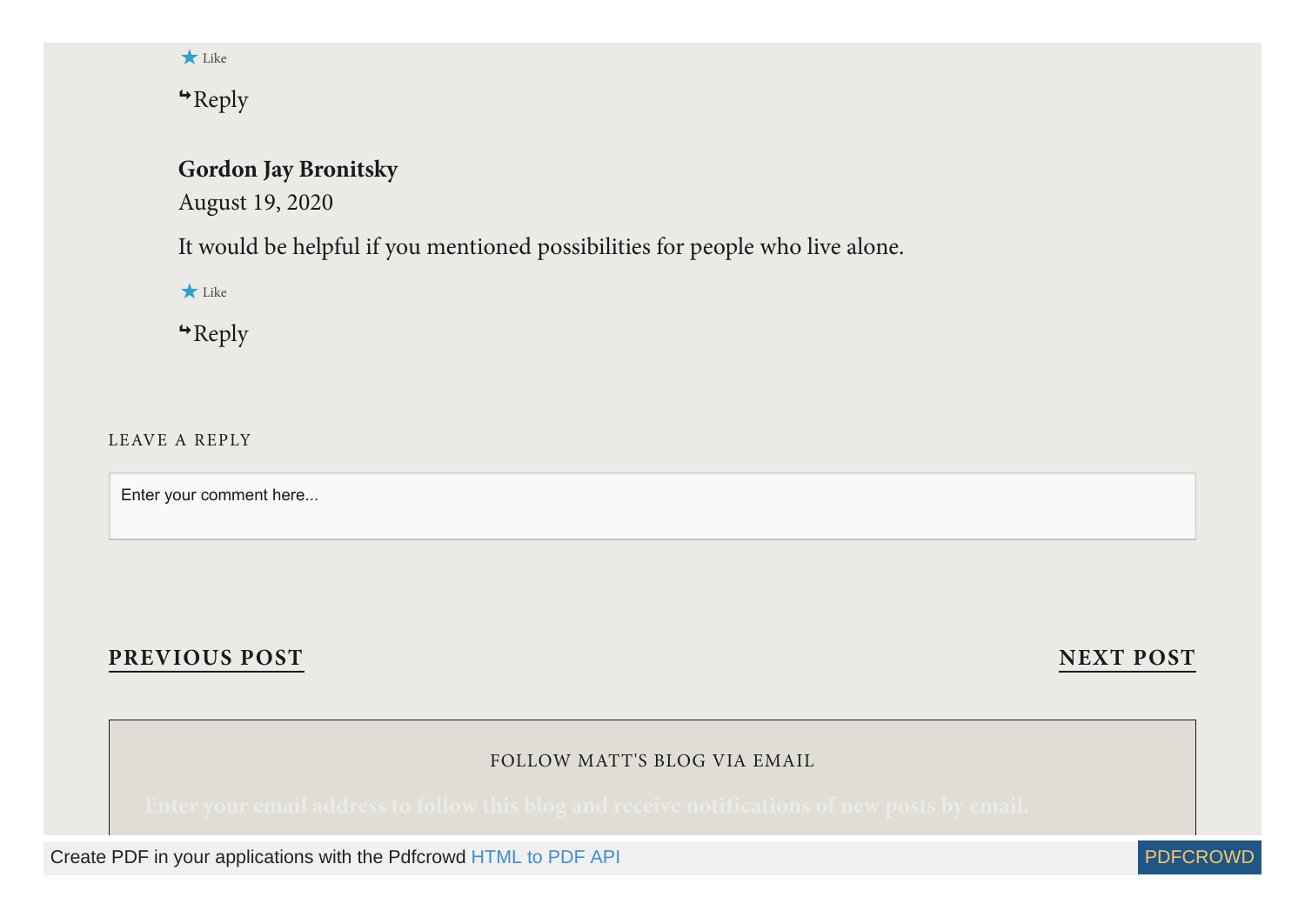★ Like

↪Reply

**Gordon Jay Bronitsky**

August 19, 2020

It would be helpful if you mentioned possibilities for people who live alone.

★ Like

↪Reply

LEAVE A REPLY

Enter your comment here...

**PREVIOUS POST** **NEXT POST**

FOLLOW MATT'S BLOG VIA EMAIL

Enter your email address to follow this blog and receive notifications of new posts by email.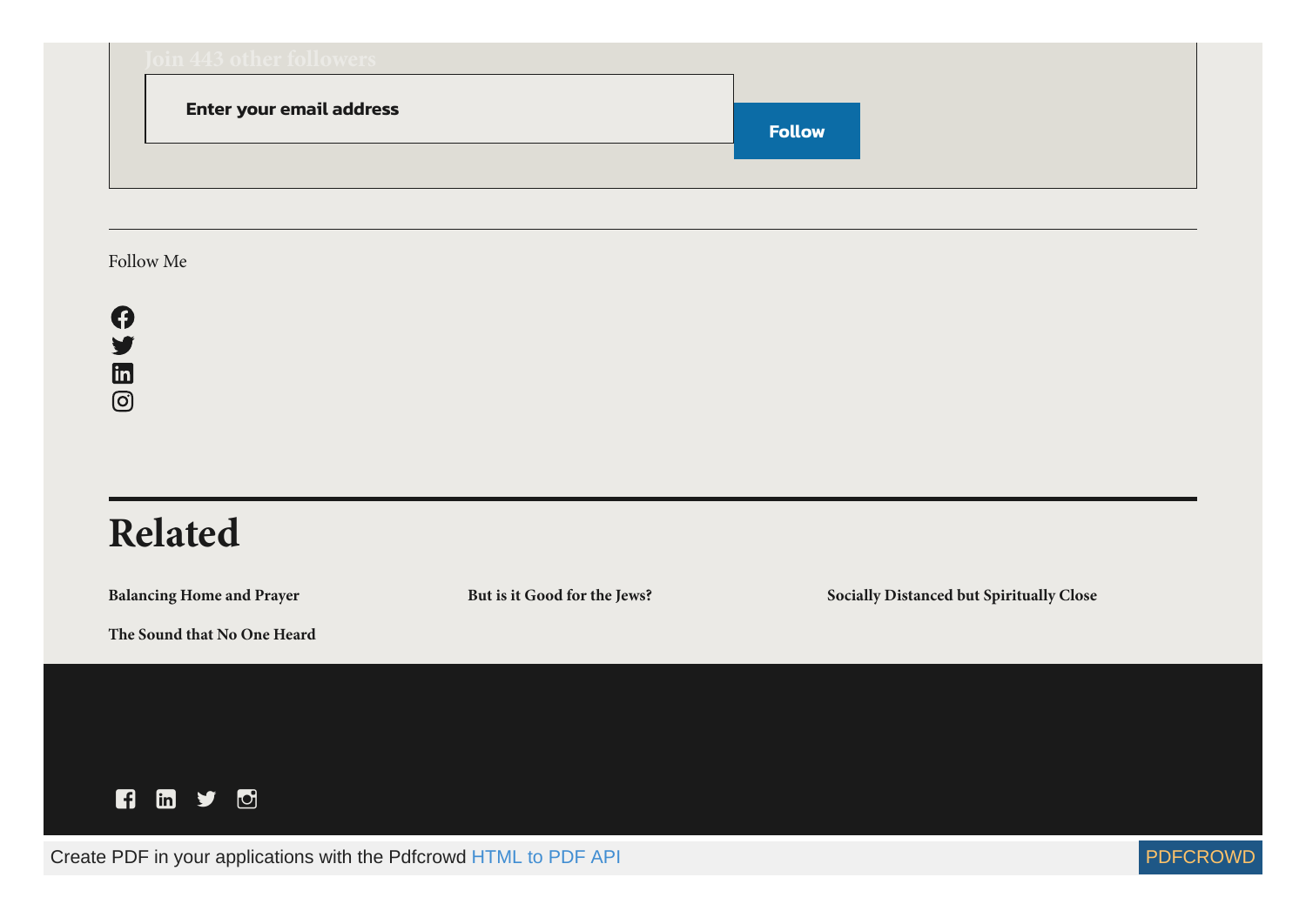Join 443 other followers

Enter your email address

Follow

Follow Me

## Related

Balancing Home and Prayer

But is it Good for the Jews?

Socially Distanced but Spiritually Close

The Sound that No One Heard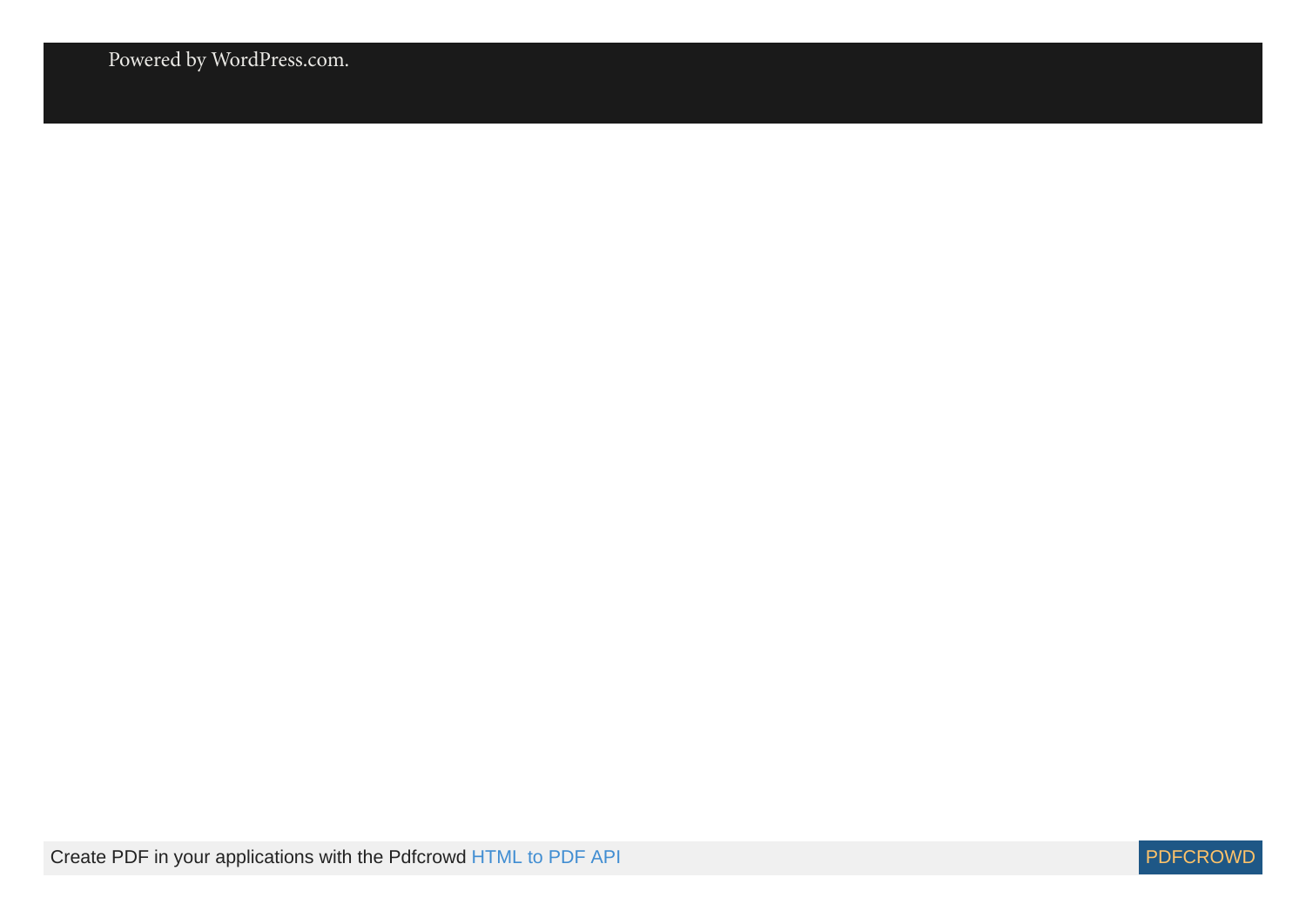Powered by WordPress.com.